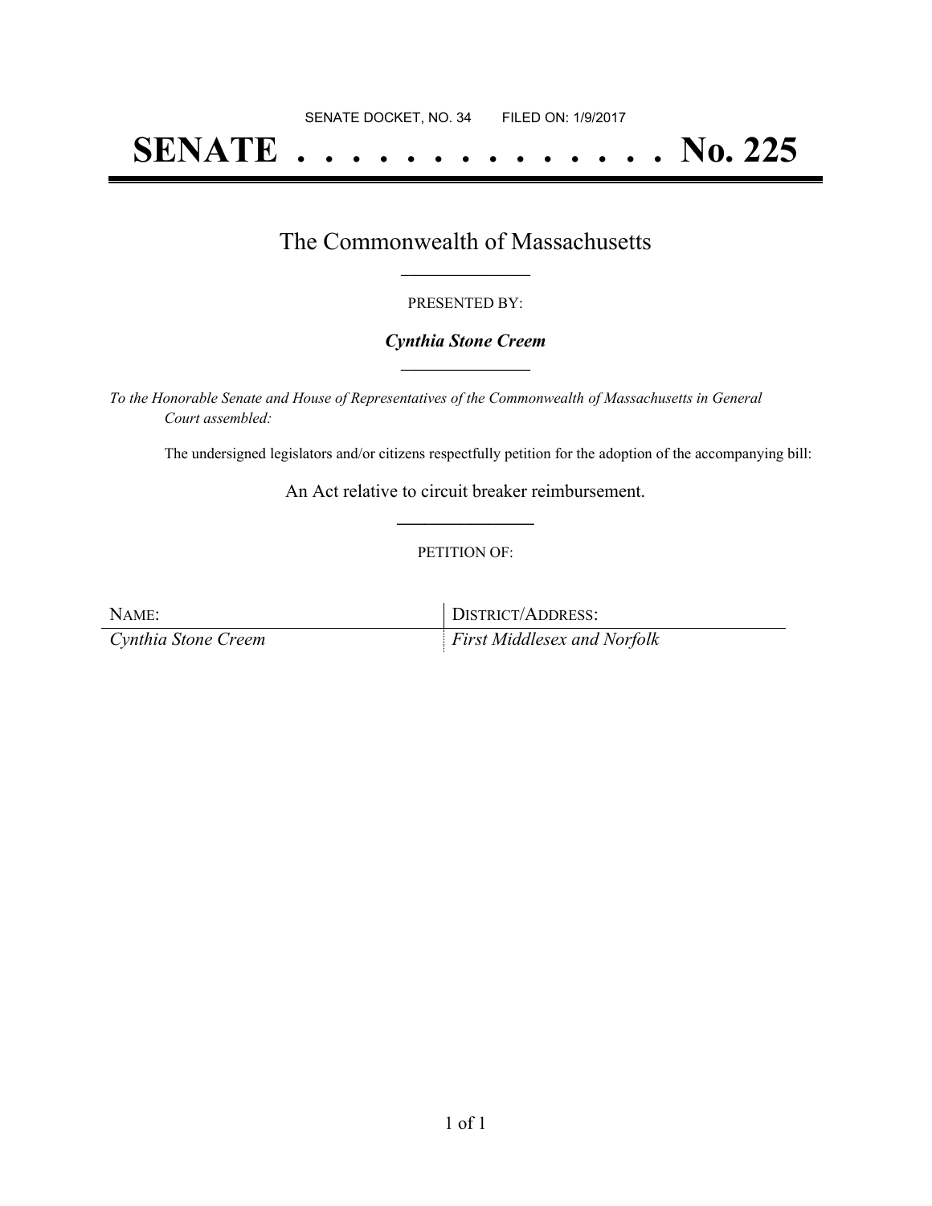SENATE DOCKET, NO. 34 FILED ON: 1/9/2017

# SENATE . . . . . . . . . . . . . . No. 225

## The Commonwealth of Massachusetts

PRESENTED BY:

***Cynthia Stone Creem***

*To the Honorable Senate and House of Representatives of the Commonwealth of Massachusetts in General Court assembled:*

The undersigned legislators and/or citizens respectfully petition for the adoption of the accompanying bill:

An Act relative to circuit breaker reimbursement.

PETITION OF:

| NAME: | DISTRICT/ADDRESS: |
| --- | --- |
| *Cynthia Stone Creem* | *First Middlesex and Norfolk* |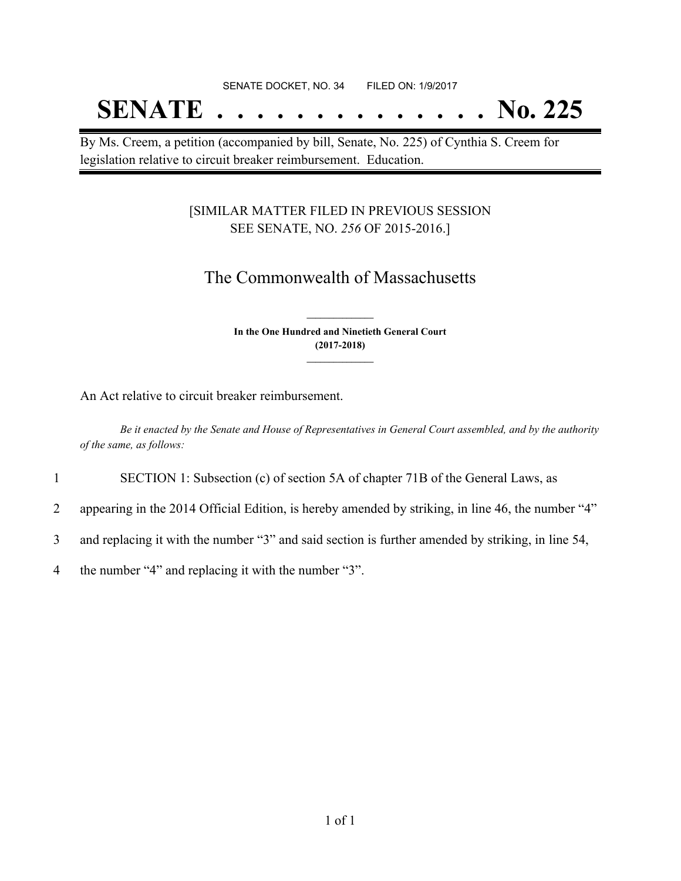SENATE DOCKET, NO. 34        FILED ON: 1/9/2017

# SENATE . . . . . . . . . . . . . . No. 225

By Ms. Creem, a petition (accompanied by bill, Senate, No. 225) of Cynthia S. Creem for legislation relative to circuit breaker reimbursement. Education.

[SIMILAR MATTER FILED IN PREVIOUS SESSION
SEE SENATE, NO. *256* OF 2015-2016.]

## The Commonwealth of Massachusetts

**In the One Hundred and Ninetieth General Court**
**(2017-2018)**

An Act relative to circuit breaker reimbursement.

*Be it enacted by the Senate and House of Representatives in General Court assembled, and by the authority of the same, as follows:*

1 SECTION 1: Subsection (c) of section 5A of chapter 71B of the General Laws, as
2 appearing in the 2014 Official Edition, is hereby amended by striking, in line 46, the number "4"
3 and replacing it with the number "3" and said section is further amended by striking, in line 54,
4 the number "4" and replacing it with the number "3".